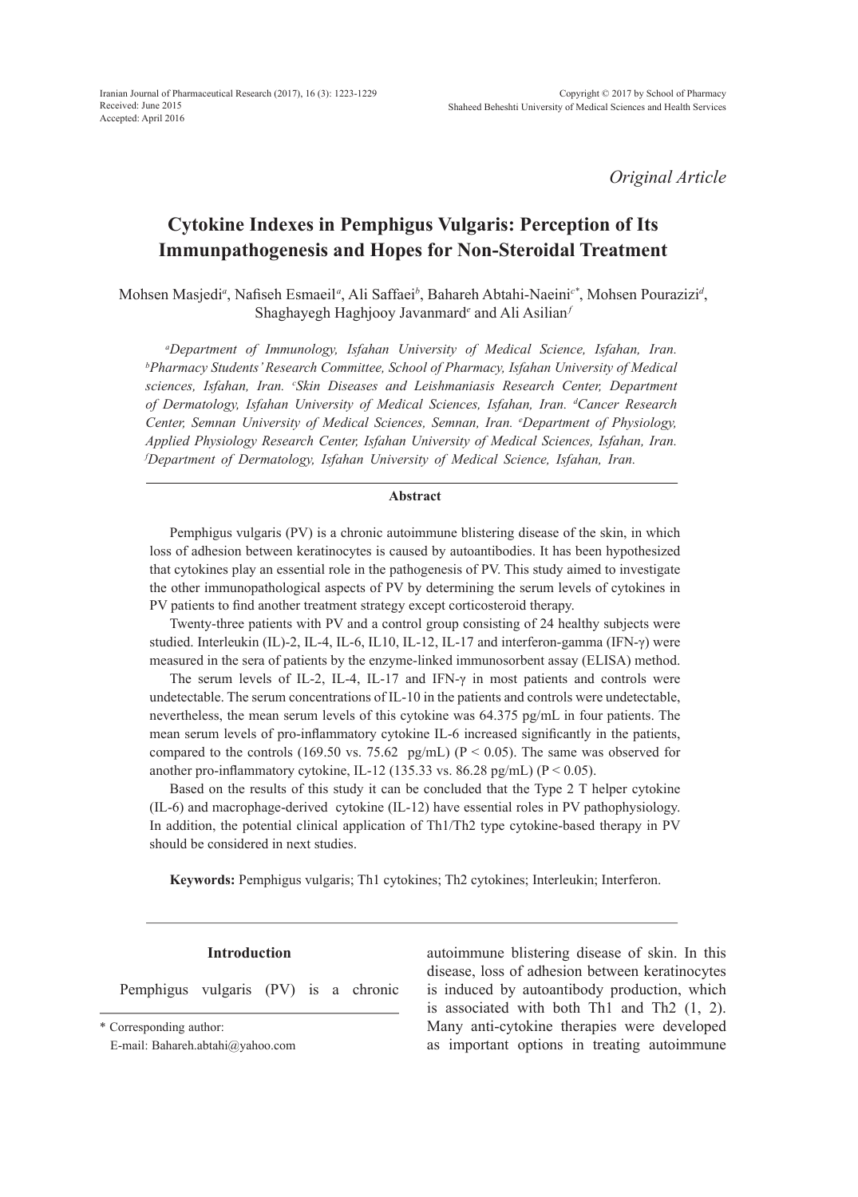Received: June 2015
Accepted: April 2016

*Original Article*

# Cytokine Indexes in Pemphigus Vulgaris: Perception of Its Immunpathogenesis and Hopes for Non-Steroidal Treatment

Mohsen Masjedi[a], Nafiseh Esmaeil[a], Ali Saffaei[b], Bahareh Abtahi-Naeini[c*], Mohsen Pourazizi[d], Shaghayegh Haghjooy Javanmard[e] and Ali Asilian[f]

*[a]Department of Immunology, Isfahan University of Medical Science, Isfahan, Iran. [b]Pharmacy Students' Research Committee, School of Pharmacy, Isfahan University of Medical sciences, Isfahan, Iran. [c]Skin Diseases and Leishmaniasis Research Center, Department of Dermatology, Isfahan University of Medical Sciences, Isfahan, Iran. [d]Cancer Research Center, Semnan University of Medical Sciences, Semnan, Iran. [e]Department of Physiology, Applied Physiology Research Center, Isfahan University of Medical Sciences, Isfahan, Iran. [f]Department of Dermatology, Isfahan University of Medical Science, Isfahan, Iran.*

## Abstract

Pemphigus vulgaris (PV) is a chronic autoimmune blistering disease of the skin, in which loss of adhesion between keratinocytes is caused by autoantibodies. It has been hypothesized that cytokines play an essential role in the pathogenesis of PV. This study aimed to investigate the other immunopathological aspects of PV by determining the serum levels of cytokines in PV patients to find another treatment strategy except corticosteroid therapy.

Twenty-three patients with PV and a control group consisting of 24 healthy subjects were studied. Interleukin (IL)-2, IL-4, IL-6, IL10, IL-12, IL-17 and interferon-gamma (IFN-γ) were measured in the sera of patients by the enzyme-linked immunosorbent assay (ELISA) method.

The serum levels of IL-2, IL-4, IL-17 and IFN-γ in most patients and controls were undetectable. The serum concentrations of IL-10 in the patients and controls were undetectable, nevertheless, the mean serum levels of this cytokine was 64.375 pg/mL in four patients. The mean serum levels of pro-inflammatory cytokine IL-6 increased significantly in the patients, compared to the controls (169.50 vs. 75.62 pg/mL) ($P < 0.05$). The same was observed for another pro-inflammatory cytokine, IL-12 (135.33 vs. 86.28 pg/mL) ($P < 0.05$).

Based on the results of this study it can be concluded that the Type 2 T helper cytokine (IL-6) and macrophage-derived cytokine (IL-12) have essential roles in PV pathophysiology. In addition, the potential clinical application of Th1/Th2 type cytokine-based therapy in PV should be considered in next studies.

**Keywords:** Pemphigus vulgaris; Th1 cytokines; Th2 cytokines; Interleukin; Interferon.

## Introduction

Pemphigus vulgaris (PV) is a chronic autoimmune blistering disease of skin. In this disease, loss of adhesion between keratinocytes is induced by autoantibody production, which is associated with both Th1 and Th2 (1, 2). Many anti-cytokine therapies were developed as important options in treating autoimmune

\* Corresponding author:
E-mail: Bahareh.abtahi@yahoo.com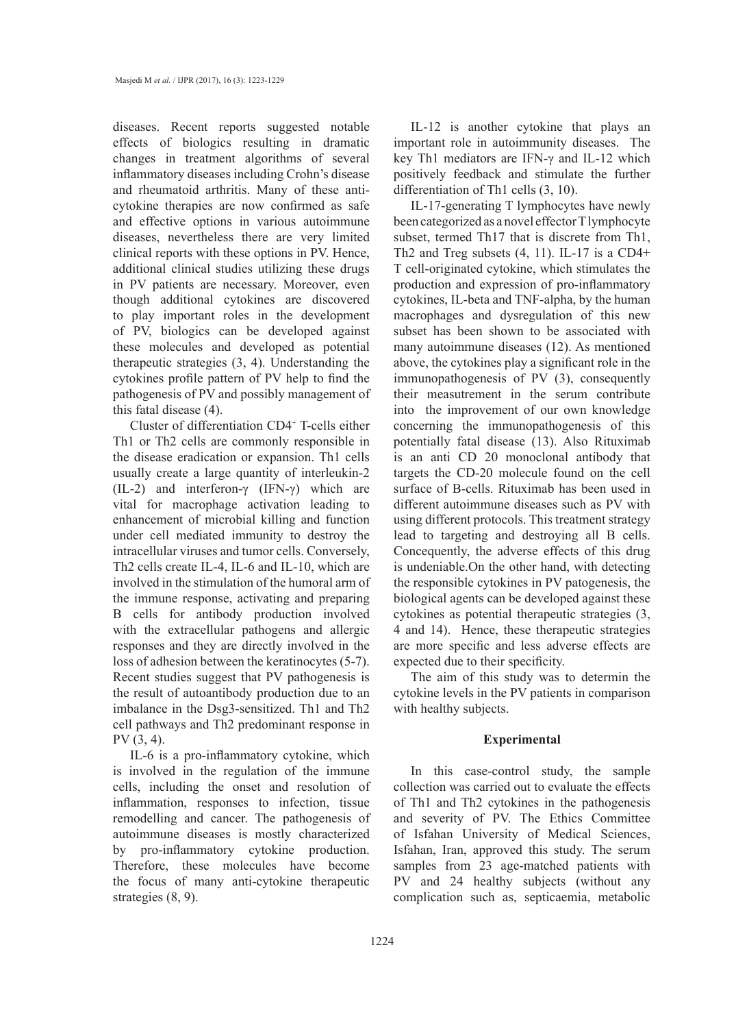diseases. Recent reports suggested notable effects of biologics resulting in dramatic changes in treatment algorithms of several inflammatory diseases including Crohn's disease and rheumatoid arthritis. Many of these anti-cytokine therapies are now confirmed as safe and effective options in various autoimmune diseases, nevertheless there are very limited clinical reports with these options in PV. Hence, additional clinical studies utilizing these drugs in PV patients are necessary. Moreover, even though additional cytokines are discovered to play important roles in the development of PV, biologics can be developed against these molecules and developed as potential therapeutic strategies (3, 4). Understanding the cytokines profile pattern of PV help to find the pathogenesis of PV and possibly management of this fatal disease (4).

Cluster of differentiation $CD4^+$ T-cells either Th1 or Th2 cells are commonly responsible in the disease eradication or expansion. Th1 cells usually create a large quantity of interleukin-2 (IL-2) and interferon-γ (IFN-γ) which are vital for macrophage activation leading to enhancement of microbial killing and function under cell mediated immunity to destroy the intracellular viruses and tumor cells. Conversely, Th2 cells create IL-4, IL-6 and IL-10, which are involved in the stimulation of the humoral arm of the immune response, activating and preparing B cells for antibody production involved with the extracellular pathogens and allergic responses and they are directly involved in the loss of adhesion between the keratinocytes (5-7). Recent studies suggest that PV pathogenesis is the result of autoantibody production due to an imbalance in the Dsg3-sensitized. Th1 and Th2 cell pathways and Th2 predominant response in PV (3, 4).

IL-6 is a pro-inflammatory cytokine, which is involved in the regulation of the immune cells, including the onset and resolution of inflammation, responses to infection, tissue remodelling and cancer. The pathogenesis of autoimmune diseases is mostly characterized by pro-inflammatory cytokine production. Therefore, these molecules have become the focus of many anti-cytokine therapeutic strategies (8, 9).

IL-12 is another cytokine that plays an important role in autoimmunity diseases. The key Th1 mediators are IFN-γ and IL-12 which positively feedback and stimulate the further differentiation of Th1 cells (3, 10).

IL-17-generating T lymphocytes have newly been categorized as a novel effector T lymphocyte subset, termed Th17 that is discrete from Th1, Th2 and Treg subsets (4, 11). IL-17 is a CD4+ T cell-originated cytokine, which stimulates the production and expression of pro-inflammatory cytokines, IL-beta and TNF-alpha, by the human macrophages and dysregulation of this new subset has been shown to be associated with many autoimmune diseases (12). As mentioned above, the cytokines play a significant role in the immunopathogenesis of PV (3), consequently their measutrement in the serum contribute into the improvement of our own knowledge concerning the immunopathogenesis of this potentially fatal disease (13). Also Rituximab is an anti CD 20 monoclonal antibody that targets the CD-20 molecule found on the cell surface of B-cells. Rituximab has been used in different autoimmune diseases such as PV with using different protocols. This treatment strategy lead to targeting and destroying all B cells. Concequently, the adverse effects of this drug is undeniable.On the other hand, with detecting the responsible cytokines in PV patogenesis, the biological agents can be developed against these cytokines as potential therapeutic strategies (3, 4 and 14). Hence, these therapeutic strategies are more specific and less adverse effects are expected due to their specificity.

The aim of this study was to determin the cytokine levels in the PV patients in comparison with healthy subjects.

## Experimental

In this case-control study, the sample collection was carried out to evaluate the effects of Th1 and Th2 cytokines in the pathogenesis and severity of PV. The Ethics Committee of Isfahan University of Medical Sciences, Isfahan, Iran, approved this study. The serum samples from 23 age-matched patients with PV and 24 healthy subjects (without any complication such as, septicaemia, metabolic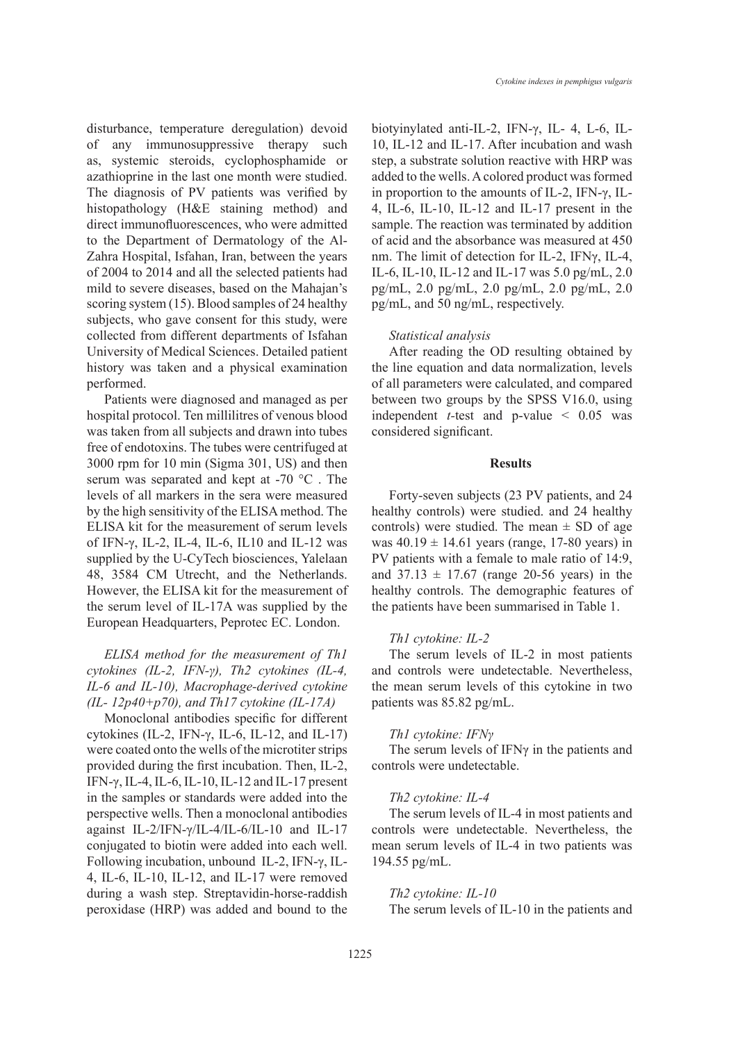disturbance, temperature deregulation) devoid of any immunosuppressive therapy such as, systemic steroids, cyclophosphamide or azathioprine in the last one month were studied. The diagnosis of PV patients was verified by histopathology (H&E staining method) and direct immunofluorescences, who were admitted to the Department of Dermatology of the Al-Zahra Hospital, Isfahan, Iran, between the years of 2004 to 2014 and all the selected patients had mild to severe diseases, based on the Mahajan's scoring system (15). Blood samples of 24 healthy subjects, who gave consent for this study, were collected from different departments of Isfahan University of Medical Sciences. Detailed patient history was taken and a physical examination performed.

Patients were diagnosed and managed as per hospital protocol. Ten millilitres of venous blood was taken from all subjects and drawn into tubes free of endotoxins. The tubes were centrifuged at 3000 rpm for 10 min (Sigma 301, US) and then serum was separated and kept at -70 °C . The levels of all markers in the sera were measured by the high sensitivity of the ELISA method. The ELISA kit for the measurement of serum levels of IFN-γ, IL-2, IL-4, IL-6, IL10 and IL-12 was supplied by the U-CyTech biosciences, Yalelaan 48, 3584 CM Utrecht, and the Netherlands. However, the ELISA kit for the measurement of the serum level of IL-17A was supplied by the European Headquarters, Peprotec EC. London.

*ELISA method for the measurement of Th1 cytokines (IL-2, IFN-γ), Th2 cytokines (IL-4, IL-6 and IL-10), Macrophage-derived cytokine (IL- 12p40+p70), and Th17 cytokine (IL-17A)*

Monoclonal antibodies specific for different cytokines (IL-2, IFN-γ, IL-6, IL-12, and IL-17) were coated onto the wells of the microtiter strips provided during the first incubation. Then, IL-2, IFN-γ, IL-4, IL-6, IL-10, IL-12 and IL-17 present in the samples or standards were added into the perspective wells. Then a monoclonal antibodies against IL-2/IFN-γ/IL-4/IL-6/IL-10 and IL-17 conjugated to biotin were added into each well. Following incubation, unbound IL-2, IFN-γ, IL-4, IL-6, IL-10, IL-12, and IL-17 were removed during a wash step. Streptavidin-horse-raddish peroxidase (HRP) was added and bound to the biotyinylated anti-IL-2, IFN-γ, IL- 4, L-6, IL-10, IL-12 and IL-17. After incubation and wash step, a substrate solution reactive with HRP was added to the wells. A colored product was formed in proportion to the amounts of IL-2, IFN-γ, IL-4, IL-6, IL-10, IL-12 and IL-17 present in the sample. The reaction was terminated by addition of acid and the absorbance was measured at 450 nm. The limit of detection for IL-2, IFNγ, IL-4, IL-6, IL-10, IL-12 and IL-17 was 5.0 pg/mL, 2.0 pg/mL, 2.0 pg/mL, 2.0 pg/mL, 2.0 pg/mL, 2.0 pg/mL, and 50 ng/mL, respectively.

*Statistical analysis*

After reading the OD resulting obtained by the line equation and data normalization, levels of all parameters were calculated, and compared between two groups by the SPSS V16.0, using independent *t*-test and p-value $< 0.05$ was considered significant.

## Results

Forty-seven subjects (23 PV patients, and 24 healthy controls) were studied. and 24 healthy controls) were studied. The mean ± SD of age was 40.19 ± 14.61 years (range, 17-80 years) in PV patients with a female to male ratio of 14:9, and 37.13 ± 17.67 (range 20-56 years) in the healthy controls. The demographic features of the patients have been summarised in Table 1.

*Th1 cytokine: IL-2*

The serum levels of IL-2 in most patients and controls were undetectable. Nevertheless, the mean serum levels of this cytokine in two patients was 85.82 pg/mL.

*Th1 cytokine: IFNγ*

The serum levels of IFNγ in the patients and controls were undetectable.

*Th2 cytokine: IL-4*

The serum levels of IL-4 in most patients and controls were undetectable. Nevertheless, the mean serum levels of IL-4 in two patients was 194.55 pg/mL.

*Th2 cytokine: IL-10*

The serum levels of IL-10 in the patients and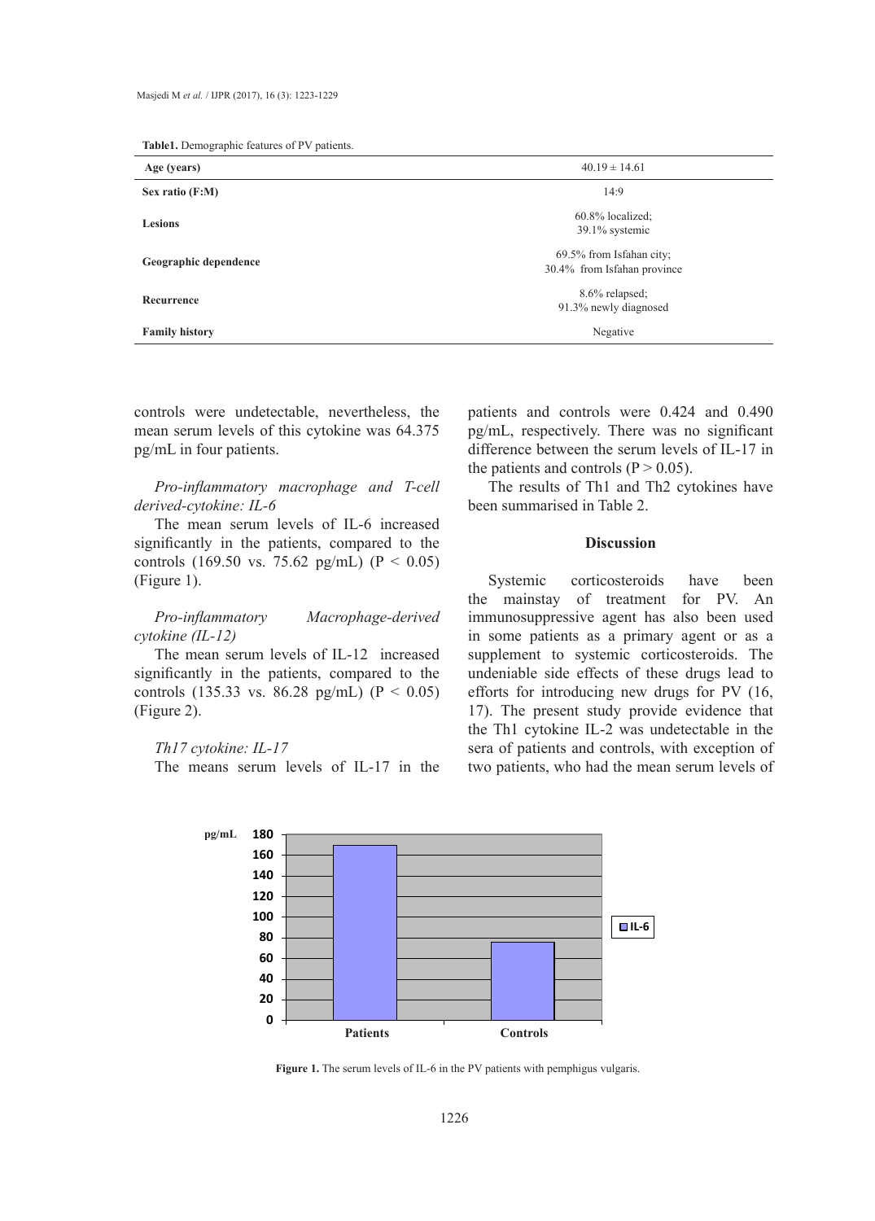**Table1.** Demographic features of PV patients.

| Age (years) | 40.19 ± 14.61 |
|---|---|
| **Sex ratio (F:M)** | 14:9 |
| **Lesions** | 60.8% localized; 39.1% systemic |
| **Geographic dependence** | 69.5% from Isfahan city; 30.4% from Isfahan province |
| **Recurrence** | 8.6% relapsed; 91.3% newly diagnosed |
| **Family history** | Negative |

controls were undetectable, nevertheless, the mean serum levels of this cytokine was 64.375 pg/mL in four patients.

*Pro-inflammatory macrophage and T-cell derived-cytokine: IL-6*

The mean serum levels of IL-6 increased significantly in the patients, compared to the controls (169.50 vs. 75.62 pg/mL) ($P < 0.05$) (Figure 1).

*Pro-inflammatory Macrophage-derived cytokine (IL-12)*

The mean serum levels of IL-12 increased significantly in the patients, compared to the controls (135.33 vs. 86.28 pg/mL) ($P < 0.05$) (Figure 2).

*Th17 cytokine: IL-17*

The means serum levels of IL-17 in the patients and controls were 0.424 and 0.490 pg/mL, respectively. There was no significant difference between the serum levels of IL-17 in the patients and controls ($P > 0.05$).

The results of Th1 and Th2 cytokines have been summarised in Table 2.

## Discussion

Systemic corticosteroids have been the mainstay of treatment for PV. An immunosuppressive agent has also been used in some patients as a primary agent or as a supplement to systemic corticosteroids. The undeniable side effects of these drugs lead to efforts for introducing new drugs for PV (16, 17). The present study provide evidence that the Th1 cytokine IL-2 was undetectable in the sera of patients and controls, with exception of two patients, who had the mean serum levels of

**Figure 1.** The serum levels of IL-6 in the PV patients with pemphigus vulgaris.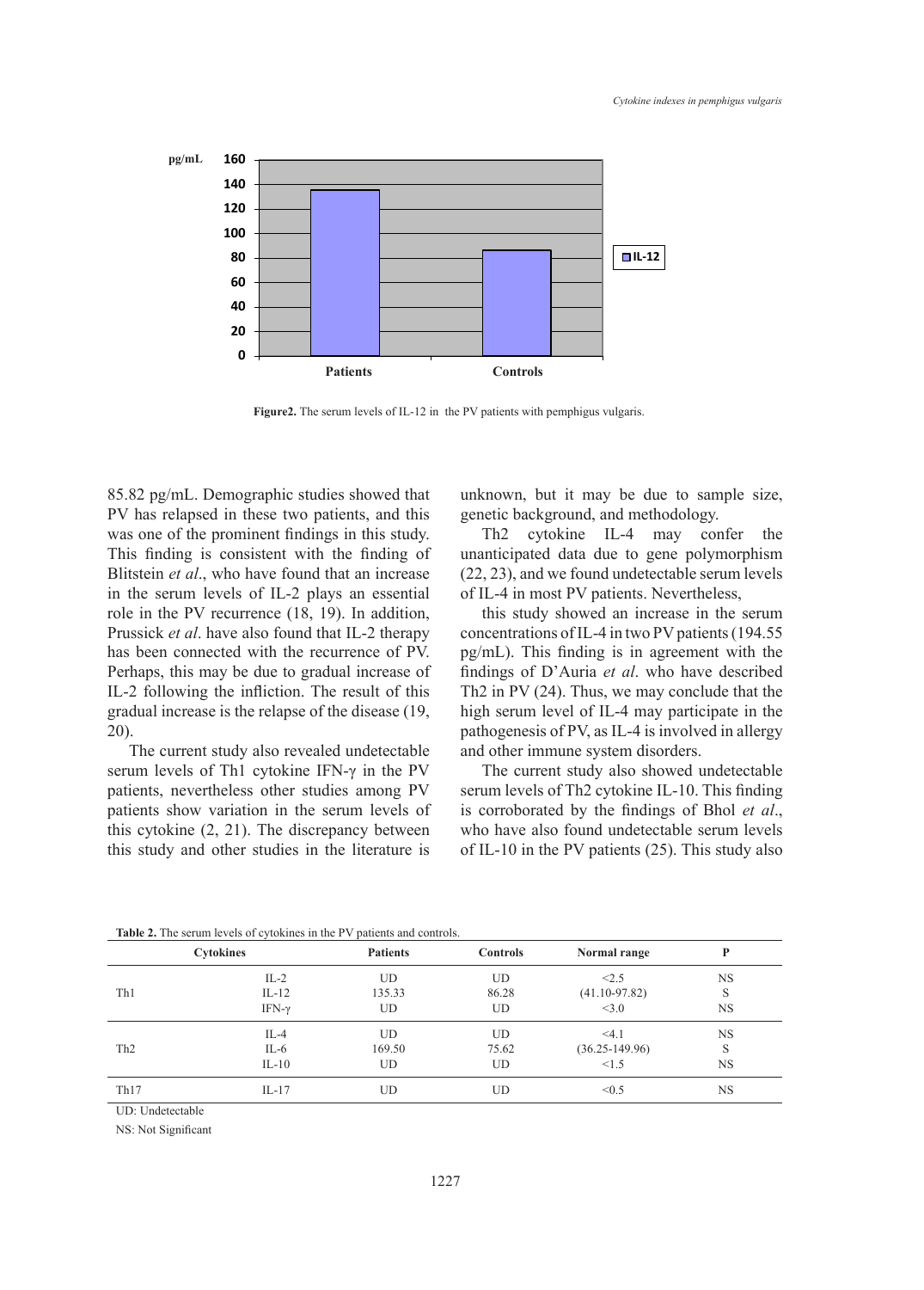Figure2. The serum levels of IL-12 in the PV patients with pemphigus vulgaris.

85.82 pg/mL. Demographic studies showed that PV has relapsed in these two patients, and this was one of the prominent findings in this study. This finding is consistent with the finding of Blitstein *et al*., who have found that an increase in the serum levels of IL-2 plays an essential role in the PV recurrence (18, 19). In addition, Prussick *et al*. have also found that IL-2 therapy has been connected with the recurrence of PV. Perhaps, this may be due to gradual increase of IL-2 following the infliction. The result of this gradual increase is the relapse of the disease (19, 20).

The current study also revealed undetectable serum levels of Th1 cytokine IFN-γ in the PV patients, nevertheless other studies among PV patients show variation in the serum levels of this cytokine (2, 21). The discrepancy between this study and other studies in the literature is unknown, but it may be due to sample size, genetic background, and methodology.

Th2 cytokine IL-4 may confer the unanticipated data due to gene polymorphism (22, 23), and we found undetectable serum levels of IL-4 in most PV patients. Nevertheless,

this study showed an increase in the serum concentrations of IL-4 in two PV patients (194.55 pg/mL). This finding is in agreement with the findings of D'Auria *et al*. who have described Th2 in PV (24). Thus, we may conclude that the high serum level of IL-4 may participate in the pathogenesis of PV, as IL-4 is involved in allergy and other immune system disorders.

The current study also showed undetectable serum levels of Th2 cytokine IL-10. This finding is corroborated by the findings of Bhol *et al*., who have also found undetectable serum levels of IL-10 in the PV patients (25). This study also

**Table 2.** The serum levels of cytokines in the PV patients and controls.

| Cytokines | | Patients | Controls | Normal range | P |
|---|---|---|---|---|---|
| Th1 | IL-2 | UD | UD | <2.5 | NS |
| | IL-12 | 135.33 | 86.28 | (41.10-97.82) | S |
| | IFN-γ | UD | UD | <3.0 | NS |
| Th2 | IL-4 | UD | UD | <4.1 | NS |
| | IL-6 | 169.50 | 75.62 | (36.25-149.96) | S |
| | IL-10 | UD | UD | <1.5 | NS |
| Th17 | IL-17 | UD | UD | <0.5 | NS |

UD: Undetectable

NS: Not Significant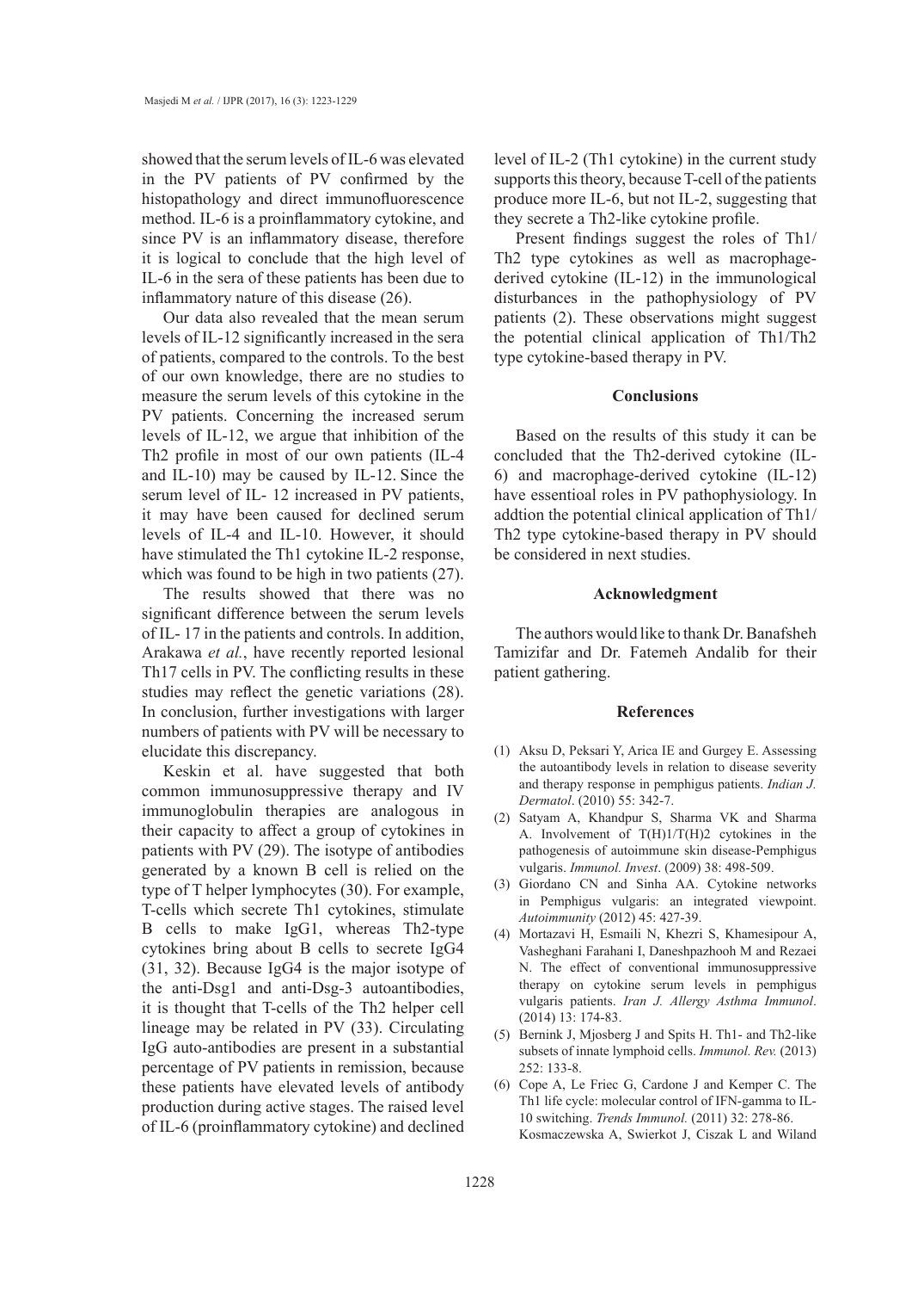showed that the serum levels of IL-6 was elevated in the PV patients of PV confirmed by the histopathology and direct immunofluorescence method. IL-6 is a proinflammatory cytokine, and since PV is an inflammatory disease, therefore it is logical to conclude that the high level of IL-6 in the sera of these patients has been due to inflammatory nature of this disease (26).

Our data also revealed that the mean serum levels of IL-12 significantly increased in the sera of patients, compared to the controls. To the best of our own knowledge, there are no studies to measure the serum levels of this cytokine in the PV patients. Concerning the increased serum levels of IL-12, we argue that inhibition of the Th2 profile in most of our own patients (IL-4 and IL-10) may be caused by IL-12. Since the serum level of IL- 12 increased in PV patients, it may have been caused for declined serum levels of IL-4 and IL-10. However, it should have stimulated the Th1 cytokine IL-2 response, which was found to be high in two patients (27).

The results showed that there was no significant difference between the serum levels of IL- 17 in the patients and controls. In addition, Arakawa *et al.*, have recently reported lesional Th17 cells in PV. The conflicting results in these studies may reflect the genetic variations (28). In conclusion, further investigations with larger numbers of patients with PV will be necessary to elucidate this discrepancy.

Keskin et al. have suggested that both common immunosuppressive therapy and IV immunoglobulin therapies are analogous in their capacity to affect a group of cytokines in patients with PV (29). The isotype of antibodies generated by a known B cell is relied on the type of T helper lymphocytes (30). For example, T-cells which secrete Th1 cytokines, stimulate B cells to make IgG1, whereas Th2-type cytokines bring about B cells to secrete IgG4 (31, 32). Because IgG4 is the major isotype of the anti-Dsg1 and anti-Dsg-3 autoantibodies, it is thought that T-cells of the Th2 helper cell lineage may be related in PV (33). Circulating IgG auto-antibodies are present in a substantial percentage of PV patients in remission, because these patients have elevated levels of antibody production during active stages. The raised level of IL-6 (proinflammatory cytokine) and declined level of IL-2 (Th1 cytokine) in the current study supports this theory, because T-cell of the patients produce more IL-6, but not IL-2, suggesting that they secrete a Th2-like cytokine profile.

Present findings suggest the roles of Th1/Th2 type cytokines as well as macrophage-derived cytokine (IL-12) in the immunological disturbances in the pathophysiology of PV patients (2). These observations might suggest the potential clinical application of Th1/Th2 type cytokine-based therapy in PV.

## Conclusions

Based on the results of this study it can be concluded that the Th2-derived cytokine (IL-6) and macrophage-derived cytokine (IL-12) have essentioal roles in PV pathophysiology. In addtion the potential clinical application of Th1/Th2 type cytokine-based therapy in PV should be considered in next studies.

## Acknowledgment

The authors would like to thank Dr. Banafsheh Tamizifar and Dr. Fatemeh Andalib for their patient gathering.

## References

(1) Aksu D, Peksari Y, Arica IE and Gurgey E. Assessing the autoantibody levels in relation to disease severity and therapy response in pemphigus patients. *Indian J. Dermatol*. (2010) 55: 342-7.

(2) Satyam A, Khandpur S, Sharma VK and Sharma A. Involvement of T(H)1/T(H)2 cytokines in the pathogenesis of autoimmune skin disease-Pemphigus vulgaris. *Immunol. Invest*. (2009) 38: 498-509.

(3) Giordano CN and Sinha AA. Cytokine networks in Pemphigus vulgaris: an integrated viewpoint. *Autoimmunity* (2012) 45: 427-39.

(4) Mortazavi H, Esmaili N, Khezri S, Khamesipour A, Vasheghani Farahani I, Daneshpazhooh M and Rezaei N. The effect of conventional immunosuppressive therapy on cytokine serum levels in pemphigus vulgaris patients. *Iran J. Allergy Asthma Immunol*. (2014) 13: 174-83.

(5) Bernink J, Mjosberg J and Spits H. Th1- and Th2-like subsets of innate lymphoid cells. *Immunol. Rev.* (2013) 252: 133-8.

(6) Cope A, Le Friec G, Cardone J and Kemper C. The Th1 life cycle: molecular control of IFN-gamma to IL-10 switching. *Trends Immunol.* (2011) 32: 278-86.

Kosmaczewska A, Swierkot J, Ciszak L and Wiland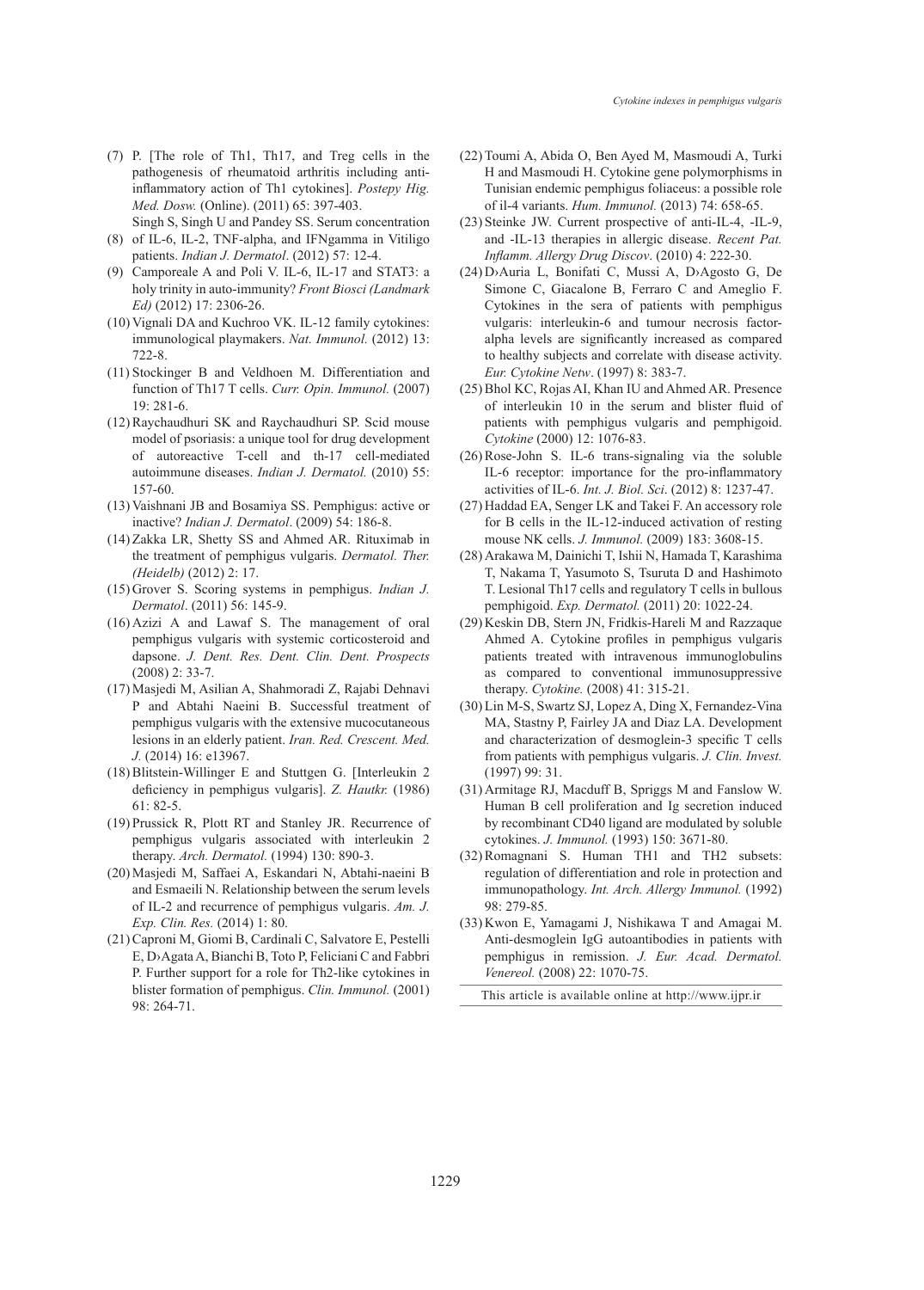(7) P. [The role of Th1, Th17, and Treg cells in the pathogenesis of rheumatoid arthritis including anti-inflammatory action of Th1 cytokines]. *Postepy Hig. Med. Dosw.* (Online). (2011) 65: 397-403.

(8) Singh S, Singh U and Pandey SS. Serum concentration of IL-6, IL-2, TNF-alpha, and IFNgamma in Vitiligo patients. *Indian J. Dermatol*. (2012) 57: 12-4.

(9) Camporeale A and Poli V. IL-6, IL-17 and STAT3: a holy trinity in auto-immunity? *Front Biosci (Landmark Ed)* (2012) 17: 2306-26.

(10) Vignali DA and Kuchroo VK. IL-12 family cytokines: immunological playmakers. *Nat. Immunol.* (2012) 13: 722-8.

(11) Stockinger B and Veldhoen M. Differentiation and function of Th17 T cells. *Curr. Opin. Immunol.* (2007) 19: 281-6.

(12) Raychaudhuri SK and Raychaudhuri SP. Scid mouse model of psoriasis: a unique tool for drug development of autoreactive T-cell and th-17 cell-mediated autoimmune diseases. *Indian J. Dermatol.* (2010) 55: 157-60.

(13) Vaishnani JB and Bosamiya SS. Pemphigus: active or inactive? *Indian J. Dermatol*. (2009) 54: 186-8.

(14) Zakka LR, Shetty SS and Ahmed AR. Rituximab in the treatment of pemphigus vulgaris. *Dermatol. Ther. (Heidelb)* (2012) 2: 17.

(15) Grover S. Scoring systems in pemphigus. *Indian J. Dermatol*. (2011) 56: 145-9.

(16) Azizi A and Lawaf S. The management of oral pemphigus vulgaris with systemic corticosteroid and dapsone. *J. Dent. Res. Dent. Clin. Dent. Prospects* (2008) 2: 33-7.

(17) Masjedi M, Asilian A, Shahmoradi Z, Rajabi Dehnavi P and Abtahi Naeini B. Successful treatment of pemphigus vulgaris with the extensive mucocutaneous lesions in an elderly patient. *Iran. Red. Crescent. Med. J.* (2014) 16: e13967.

(18) Blitstein-Willinger E and Stuttgen G. [Interleukin 2 deficiency in pemphigus vulgaris]. *Z. Hautkr.* (1986) 61: 82-5.

(19) Prussick R, Plott RT and Stanley JR. Recurrence of pemphigus vulgaris associated with interleukin 2 therapy. *Arch. Dermatol.* (1994) 130: 890-3.

(20) Masjedi M, Saffaei A, Eskandari N, Abtahi-naeini B and Esmaeili N. Relationship between the serum levels of IL-2 and recurrence of pemphigus vulgaris. *Am. J. Exp. Clin. Res.* (2014) 1: 80.

(21) Caproni M, Giomi B, Cardinali C, Salvatore E, Pestelli E, D›Agata A, Bianchi B, Toto P, Feliciani C and Fabbri P. Further support for a role for Th2-like cytokines in blister formation of pemphigus. *Clin. Immunol.* (2001) 98: 264-71.

(22) Toumi A, Abida O, Ben Ayed M, Masmoudi A, Turki H and Masmoudi H. Cytokine gene polymorphisms in Tunisian endemic pemphigus foliaceus: a possible role of il-4 variants. *Hum. Immunol.* (2013) 74: 658-65.

(23) Steinke JW. Current prospective of anti-IL-4, -IL-9, and -IL-13 therapies in allergic disease. *Recent Pat. Inflamm. Allergy Drug Discov*. (2010) 4: 222-30.

(24) D›Auria L, Bonifati C, Mussi A, D›Agosto G, De Simone C, Giacalone B, Ferraro C and Ameglio F. Cytokines in the sera of patients with pemphigus vulgaris: interleukin-6 and tumour necrosis factor-alpha levels are significantly increased as compared to healthy subjects and correlate with disease activity. *Eur. Cytokine Netw*. (1997) 8: 383-7.

(25) Bhol KC, Rojas AI, Khan IU and Ahmed AR. Presence of interleukin 10 in the serum and blister fluid of patients with pemphigus vulgaris and pemphigoid. *Cytokine* (2000) 12: 1076-83.

(26) Rose-John S. IL-6 trans-signaling via the soluble IL-6 receptor: importance for the pro-inflammatory activities of IL-6. *Int. J. Biol. Sci*. (2012) 8: 1237-47.

(27) Haddad EA, Senger LK and Takei F. An accessory role for B cells in the IL-12-induced activation of resting mouse NK cells. *J. Immunol.* (2009) 183: 3608-15.

(28) Arakawa M, Dainichi T, Ishii N, Hamada T, Karashima T, Nakama T, Yasumoto S, Tsuruta D and Hashimoto T. Lesional Th17 cells and regulatory T cells in bullous pemphigoid. *Exp. Dermatol.* (2011) 20: 1022-24.

(29) Keskin DB, Stern JN, Fridkis-Hareli M and Razzaque Ahmed A. Cytokine profiles in pemphigus vulgaris patients treated with intravenous immunoglobulins as compared to conventional immunosuppressive therapy. *Cytokine.* (2008) 41: 315-21.

(30) Lin M-S, Swartz SJ, Lopez A, Ding X, Fernandez-Vina MA, Stastny P, Fairley JA and Diaz LA. Development and characterization of desmoglein-3 specific T cells from patients with pemphigus vulgaris. *J. Clin. Invest.* (1997) 99: 31.

(31) Armitage RJ, Macduff B, Spriggs M and Fanslow W. Human B cell proliferation and Ig secretion induced by recombinant CD40 ligand are modulated by soluble cytokines. *J. Immunol.* (1993) 150: 3671-80.

(32) Romagnani S. Human TH1 and TH2 subsets: regulation of differentiation and role in protection and immunopathology. *Int. Arch. Allergy Immunol.* (1992) 98: 279-85.

(33) Kwon E, Yamagami J, Nishikawa T and Amagai M. Anti-desmoglein IgG autoantibodies in patients with pemphigus in remission. *J. Eur. Acad. Dermatol. Venereol.* (2008) 22: 1070-75.

This article is available online at http://www.ijpr.ir